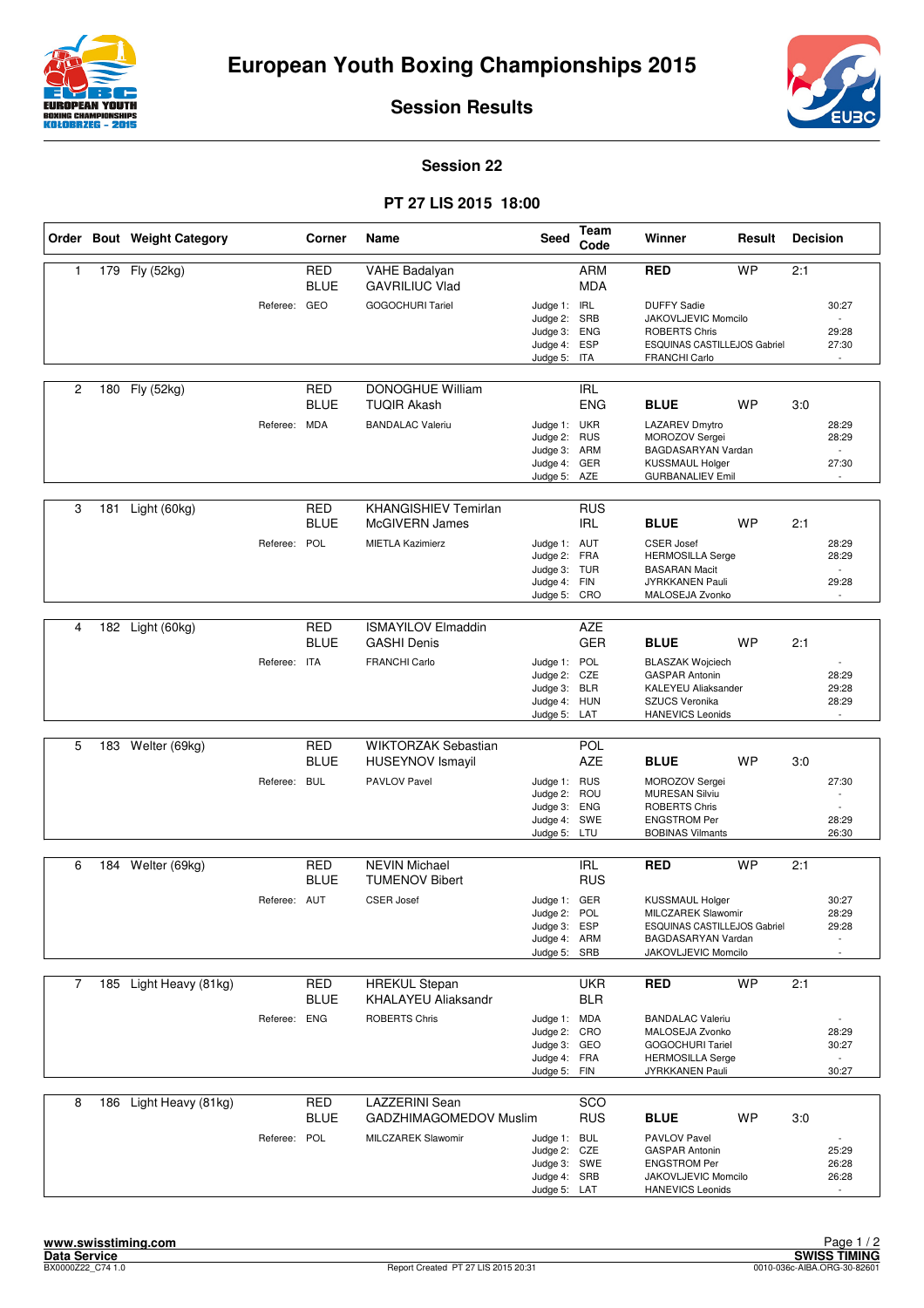# European Youth Boxing Championships 2015

## Session Results

### Session 22

### PT 27 LIS 2015 18:00

| Order | Bout | Weight Category | Corner | Name | Seed | Team Code | Winner | Result | Decision |
|---|---|---|---|---|---|---|---|---|---|
| 1 | 179 | Fly (52kg) | RED | VAHE Badalyan | | ARM | RED | WP | 2:1 |
| | | | BLUE | GAVRILIUC Vlad | | MDA | | | |
| | | Referee: GEO | | GOGOCHURI Tariel | Judge 1: | IRL | DUFFY Sadie | | 30:27 |
| | | | | | Judge 2: | SRB | JAKOVLJEVIC Momcilo | | - |
| | | | | | Judge 3: | ENG | ROBERTS Chris | | 29:28 |
| | | | | | Judge 4: | ESP | ESQUINAS CASTILLEJOS Gabriel | | 27:30 |
| | | | | | Judge 5: | ITA | FRANCHI Carlo | | - |
| 2 | 180 | Fly (52kg) | RED | DONOGHUE William | | IRL | | | |
| | | | BLUE | TUQIR Akash | | ENG | BLUE | WP | 3:0 |
| | | Referee: MDA | | BANDALAC Valeriu | Judge 1: | UKR | LAZAREV Dmytro | | 28:29 |
| | | | | | Judge 2: | RUS | MOROZOV Sergei | | 28:29 |
| | | | | | Judge 3: | ARM | BAGDASARYAN Vardan | | - |
| | | | | | Judge 4: | GER | KUSSMAUL Holger | | 27:30 |
| | | | | | Judge 5: | AZE | GURBANALIEV Emil | | - |
| 3 | 181 | Light (60kg) | RED | KHANGISHIEV Temirlan | | RUS | | | |
| | | | BLUE | McGIVERN James | | IRL | BLUE | WP | 2:1 |
| | | Referee: POL | | MIETLA Kazimierz | Judge 1: | AUT | CSER Josef | | 28:29 |
| | | | | | Judge 2: | FRA | HERMOSILLA Serge | | 28:29 |
| | | | | | Judge 3: | TUR | BASARAN Macit | | - |
| | | | | | Judge 4: | FIN | JYRKKANEN Pauli | | 29:28 |
| | | | | | Judge 5: | CRO | MALOSEJA Zvonko | | - |
| 4 | 182 | Light (60kg) | RED | ISMAYILOV Elmaddin | | AZE | | | |
| | | | BLUE | GASHI Denis | | GER | BLUE | WP | 2:1 |
| | | Referee: ITA | | FRANCHI Carlo | Judge 1: | POL | BLASZAK Wojciech | | - |
| | | | | | Judge 2: | CZE | GASPAR Antonin | | 28:29 |
| | | | | | Judge 3: | BLR | KALEYEU Aliaksander | | 29:28 |
| | | | | | Judge 4: | HUN | SZUCS Veronika | | 28:29 |
| | | | | | Judge 5: | LAT | HANEVICS Leonids | | - |
| 5 | 183 | Welter (69kg) | RED | WIKTORZAK Sebastian | | POL | | | |
| | | | BLUE | HUSEYNOV Ismayil | | AZE | BLUE | WP | 3:0 |
| | | Referee: BUL | | PAVLOV Pavel | Judge 1: | RUS | MOROZOV Sergei | | 27:30 |
| | | | | | Judge 2: | ROU | MURESAN Silviu | | - |
| | | | | | Judge 3: | ENG | ROBERTS Chris | | - |
| | | | | | Judge 4: | SWE | ENGSTROM Per | | 28:29 |
| | | | | | Judge 5: | LTU | BOBINAS Vilmants | | 26:30 |
| 6 | 184 | Welter (69kg) | RED | NEVIN Michael | | IRL | RED | WP | 2:1 |
| | | | BLUE | TUMENOV Bibert | | RUS | | | |
| | | Referee: AUT | | CSER Josef | Judge 1: | GER | KUSSMAUL Holger | | 30:27 |
| | | | | | Judge 2: | POL | MILCZAREK Slawomir | | 28:29 |
| | | | | | Judge 3: | ESP | ESQUINAS CASTILLEJOS Gabriel | | 29:28 |
| | | | | | Judge 4: | ARM | BAGDASARYAN Vardan | | - |
| | | | | | Judge 5: | SRB | JAKOVLJEVIC Momcilo | | - |
| 7 | 185 | Light Heavy (81kg) | RED | HREKUL Stepan | | UKR | RED | WP | 2:1 |
| | | | BLUE | KHALAYEU Aliaksandr | | BLR | | | |
| | | Referee: ENG | | ROBERTS Chris | Judge 1: | MDA | BANDALAC Valeriu | | - |
| | | | | | Judge 2: | CRO | MALOSEJA Zvonko | | 28:29 |
| | | | | | Judge 3: | GEO | GOGOCHURI Tariel | | 30:27 |
| | | | | | Judge 4: | FRA | HERMOSILLA Serge | | - |
| | | | | | Judge 5: | FIN | JYRKKANEN Pauli | | 30:27 |
| 8 | 186 | Light Heavy (81kg) | RED | LAZZERINI Sean | | SCO | | | |
| | | | BLUE | GADZHIMAGOMEDOV Muslim | | RUS | BLUE | WP | 3:0 |
| | | Referee: POL | | MILCZAREK Slawomir | Judge 1: | BUL | PAVLOV Pavel | | - |
| | | | | | Judge 2: | CZE | GASPAR Antonin | | 25:29 |
| | | | | | Judge 3: | SWE | ENGSTROM Per | | 26:28 |
| | | | | | Judge 4: | SRB | JAKOVLJEVIC Momcilo | | 26:28 |
| | | | | | Judge 5: | LAT | HANEVICS Leonids | | - |

www.swisstiming.com
Data Service
BX0000Z22_C74 1.0

Report Created PT 27 LIS 2015 20:31

SWISS TIMING
0010-036c-AIBA.ORG-30-82601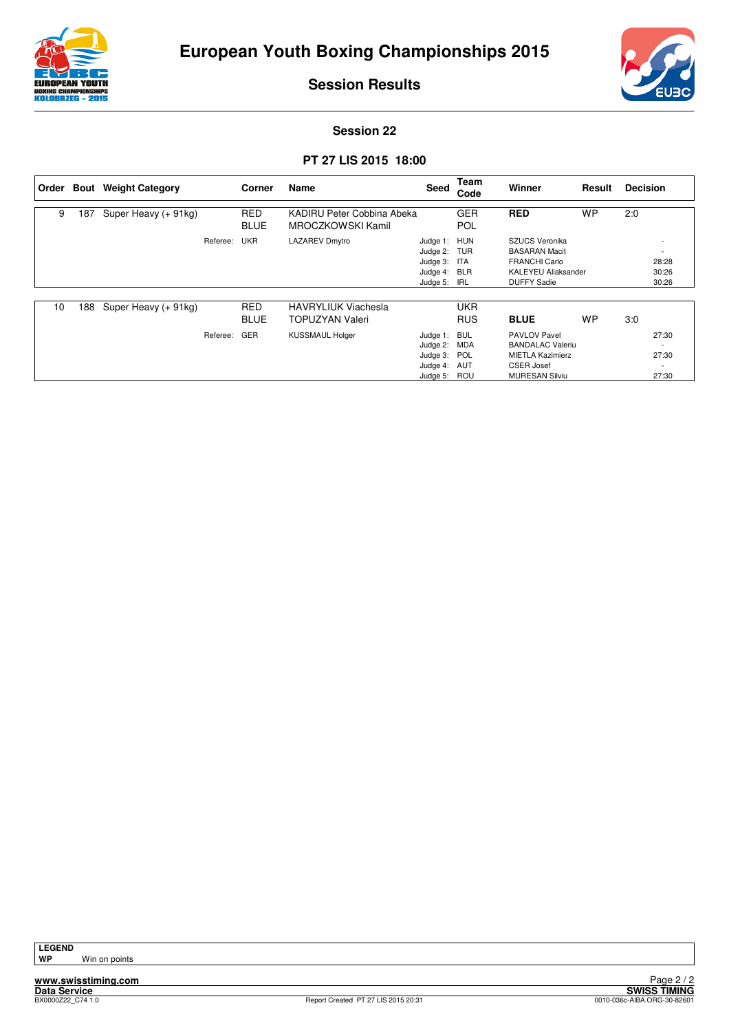# European Youth Boxing Championships 2015

## Session Results

### Session 22

### PT 27 LIS 2015 18:00

| Order | Bout | Weight Category | Corner | Name | Seed | Team Code | Winner | Result | Decision |
|---|---|---|---|---|---|---|---|---|---|
| 9 | 187 | Super Heavy (+ 91kg) | RED | KADIRU Peter Cobbina Abeka | | GER | **RED** | WP | 2:0 |
| | | | BLUE | MROCZKOWSKI Kamil | | POL | | | |
| | | Referee: | UKR | LAZAREV Dmytro | Judge 1: | HUN | SZUCS Veronika | | - |
| | | | | | Judge 2: | TUR | BASARAN Macit | | - |
| | | | | | Judge 3: | ITA | FRANCHI Carlo | | 28:28 |
| | | | | | Judge 4: | BLR | KALEYEU Aliaksander | | 30:26 |
| | | | | | Judge 5: | IRL | DUFFY Sadie | | 30:26 |
| 10 | 188 | Super Heavy (+ 91kg) | RED | HAVRYLIUK Viachesla | | UKR | | | |
| | | | BLUE | TOPUZYAN Valeri | | RUS | **BLUE** | WP | 3:0 |
| | | Referee: | GER | KUSSMAUL Holger | Judge 1: | BUL | PAVLOV Pavel | | 27:30 |
| | | | | | Judge 2: | MDA | BANDALAC Valeriu | | - |
| | | | | | Judge 3: | POL | MIETLA Kazimierz | | 27:30 |
| | | | | | Judge 4: | AUT | CSER Josef | | - |
| | | | | | Judge 5: | ROU | MURESAN Silviu | | 27:30 |

**LEGEND**

**WP** Win on points

www.swisstiming.com
Data Service
BX0000Z22_C74 1.0

Report Created PT 27 LIS 2015 20:31

SWISS TIMING
0010-036c-AIBA.ORG-30-82601